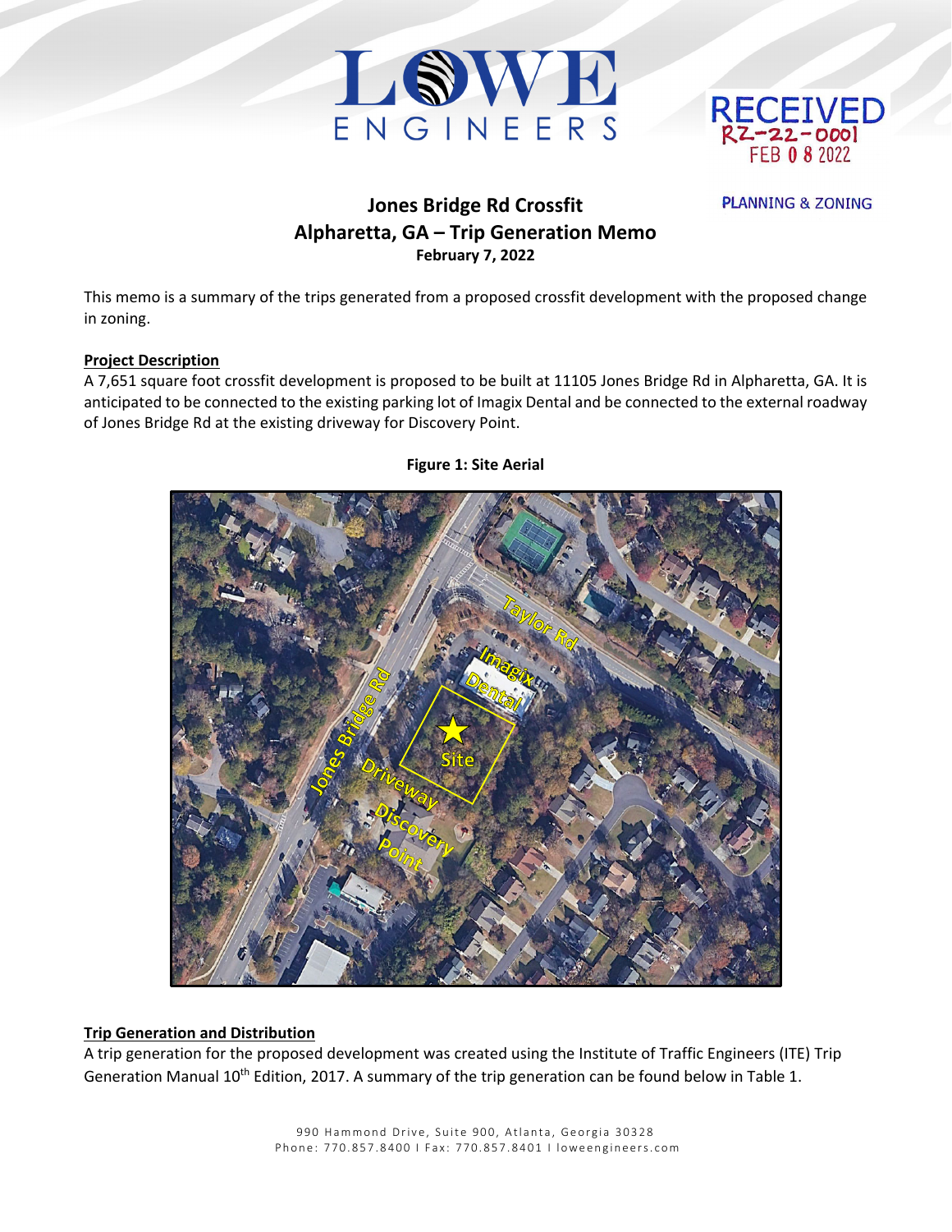# Jones Bridge Rd Crossfit
## Alpharetta, GA – Trip Generation Memo
**February 7, 2022**

This memo is a summary of the trips generated from a proposed crossfit development with the proposed change in zoning.

**Project Description**

A 7,651 square foot crossfit development is proposed to be built at 11105 Jones Bridge Rd in Alpharetta, GA. It is anticipated to be connected to the existing parking lot of Imagix Dental and be connected to the external roadway of Jones Bridge Rd at the existing driveway for Discovery Point.

**Figure 1: Site Aerial**

**Trip Generation and Distribution**

A trip generation for the proposed development was created using the Institute of Traffic Engineers (ITE) Trip Generation Manual 10th Edition, 2017. A summary of the trip generation can be found below in Table 1.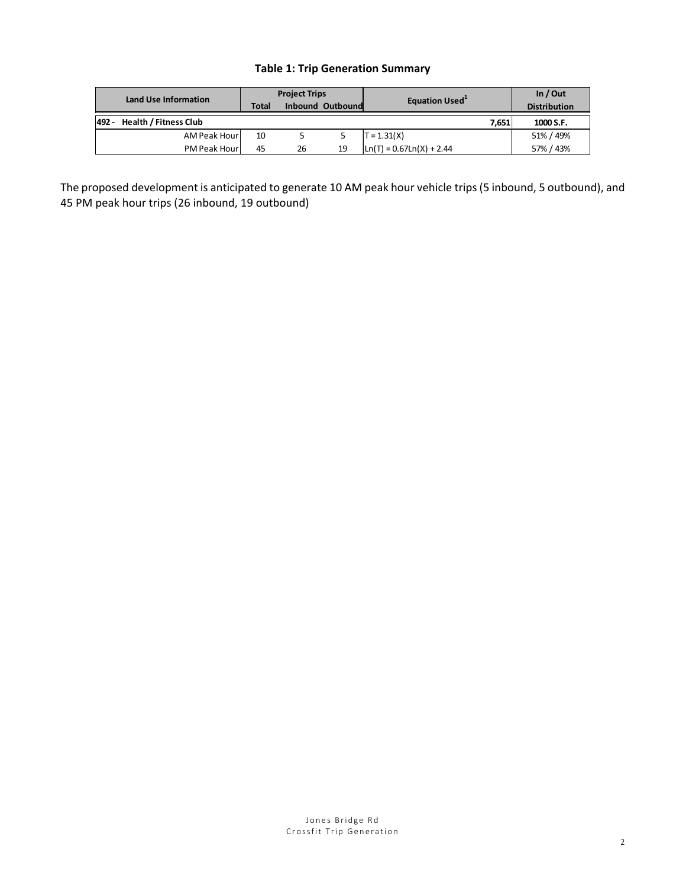**Table 1: Trip Generation Summary**

| Land Use Information | Project Trips | | | Equation Used[1] | | In / Out Distribution |
|---|---|---|---|---|---|---|
| | Total | Inbound | Outbound | | | |
| 492 - Health / Fitness Club | | | | | 7,651 | 1000 S.F. |
| AM Peak Hour | 10 | 5 | 5 | $T = 1.31(X)$ | | 51% / 49% |
| PM Peak Hour | 45 | 26 | 19 | $Ln(T) = 0.67Ln(X) + 2.44$ | | 57% / 43% |

The proposed development is anticipated to generate 10 AM peak hour vehicle trips (5 inbound, 5 outbound), and 45 PM peak hour trips (26 inbound, 19 outbound)